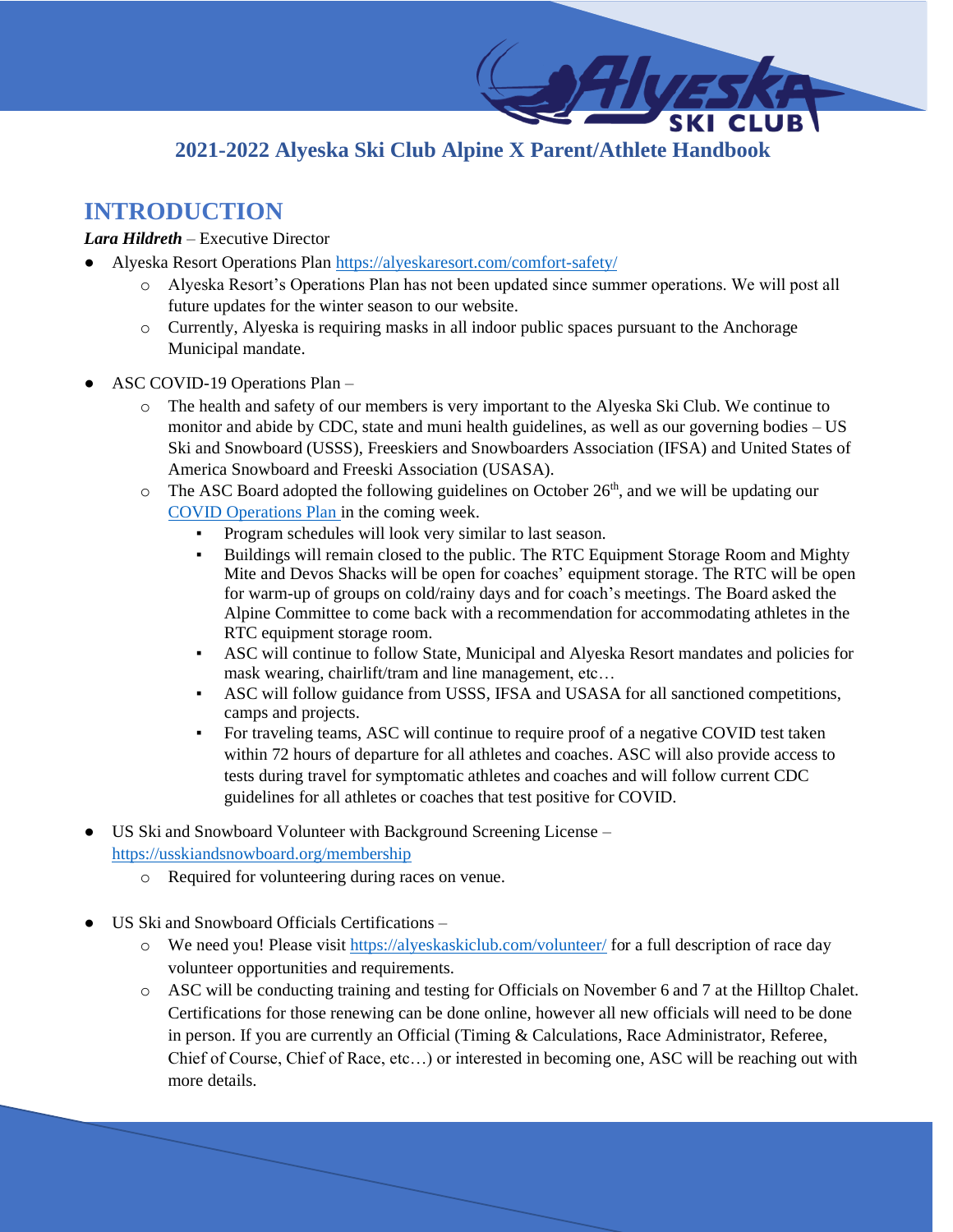# 2021-2022 Alyeska Ski Club Alpine X Parent/Athlete Handbook

## INTRODUCTION

***Lara Hildreth*** – Executive Director

- Alyeska Resort Operations Plan https://alyeskaresort.com/comfort-safety/
  - Alyeska Resort's Operations Plan has not been updated since summer operations. We will post all future updates for the winter season to our website.
  - Currently, Alyeska is requiring masks in all indoor public spaces pursuant to the Anchorage Municipal mandate.

- ASC COVID-19 Operations Plan –
  - The health and safety of our members is very important to the Alyeska Ski Club. We continue to monitor and abide by CDC, state and muni health guidelines, as well as our governing bodies – US Ski and Snowboard (USSS), Freeskiers and Snowboarders Association (IFSA) and United States of America Snowboard and Freeski Association (USASA).
  - The ASC Board adopted the following guidelines on October 26th, and we will be updating our COVID Operations Plan in the coming week.
    - Program schedules will look very similar to last season.
    - Buildings will remain closed to the public. The RTC Equipment Storage Room and Mighty Mite and Devos Shacks will be open for coaches' equipment storage. The RTC will be open for warm-up of groups on cold/rainy days and for coach's meetings. The Board asked the Alpine Committee to come back with a recommendation for accommodating athletes in the RTC equipment storage room.
    - ASC will continue to follow State, Municipal and Alyeska Resort mandates and policies for mask wearing, chairlift/tram and line management, etc…
    - ASC will follow guidance from USSS, IFSA and USASA for all sanctioned competitions, camps and projects.
    - For traveling teams, ASC will continue to require proof of a negative COVID test taken within 72 hours of departure for all athletes and coaches. ASC will also provide access to tests during travel for symptomatic athletes and coaches and will follow current CDC guidelines for all athletes or coaches that test positive for COVID.

- US Ski and Snowboard Volunteer with Background Screening License – https://usskiandsnowboard.org/membership
  - Required for volunteering during races on venue.

- US Ski and Snowboard Officials Certifications –
  - We need you! Please visit https://alyeskaskiclub.com/volunteer/ for a full description of race day volunteer opportunities and requirements.
  - ASC will be conducting training and testing for Officials on November 6 and 7 at the Hilltop Chalet. Certifications for those renewing can be done online, however all new officials will need to be done in person. If you are currently an Official (Timing & Calculations, Race Administrator, Referee, Chief of Course, Chief of Race, etc…) or interested in becoming one, ASC will be reaching out with more details.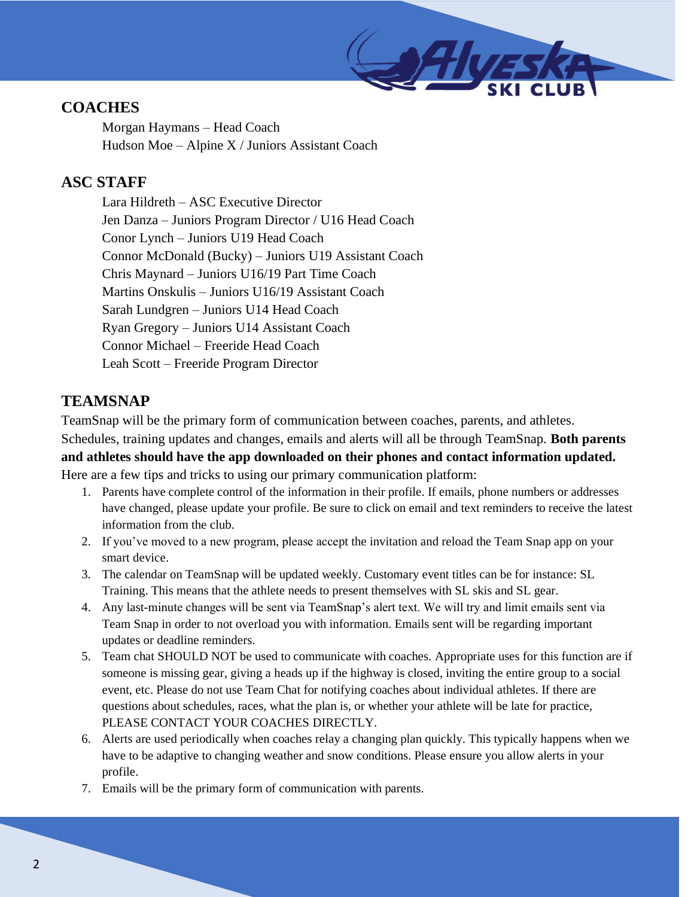## COACHES

Morgan Haymans – Head Coach
Hudson Moe – Alpine X / Juniors Assistant Coach

## ASC STAFF

Lara Hildreth – ASC Executive Director
Jen Danza – Juniors Program Director / U16 Head Coach
Conor Lynch – Juniors U19 Head Coach
Connor McDonald (Bucky) – Juniors U19 Assistant Coach
Chris Maynard – Juniors U16/19 Part Time Coach
Martins Onskulis – Juniors U16/19 Assistant Coach
Sarah Lundgren – Juniors U14 Head Coach
Ryan Gregory – Juniors U14 Assistant Coach
Connor Michael – Freeride Head Coach
Leah Scott – Freeride Program Director

## TEAMSNAP

TeamSnap will be the primary form of communication between coaches, parents, and athletes. Schedules, training updates and changes, emails and alerts will all be through TeamSnap. **Both parents and athletes should have the app downloaded on their phones and contact information updated.** Here are a few tips and tricks to using our primary communication platform:

1. Parents have complete control of the information in their profile. If emails, phone numbers or addresses have changed, please update your profile. Be sure to click on email and text reminders to receive the latest information from the club.
2. If you've moved to a new program, please accept the invitation and reload the Team Snap app on your smart device.
3. The calendar on TeamSnap will be updated weekly. Customary event titles can be for instance: SL Training. This means that the athlete needs to present themselves with SL skis and SL gear.
4. Any last-minute changes will be sent via TeamSnap's alert text. We will try and limit emails sent via Team Snap in order to not overload you with information. Emails sent will be regarding important updates or deadline reminders.
5. Team chat SHOULD NOT be used to communicate with coaches. Appropriate uses for this function are if someone is missing gear, giving a heads up if the highway is closed, inviting the entire group to a social event, etc. Please do not use Team Chat for notifying coaches about individual athletes. If there are questions about schedules, races, what the plan is, or whether your athlete will be late for practice, PLEASE CONTACT YOUR COACHES DIRECTLY.
6. Alerts are used periodically when coaches relay a changing plan quickly. This typically happens when we have to be adaptive to changing weather and snow conditions. Please ensure you allow alerts in your profile.
7. Emails will be the primary form of communication with parents.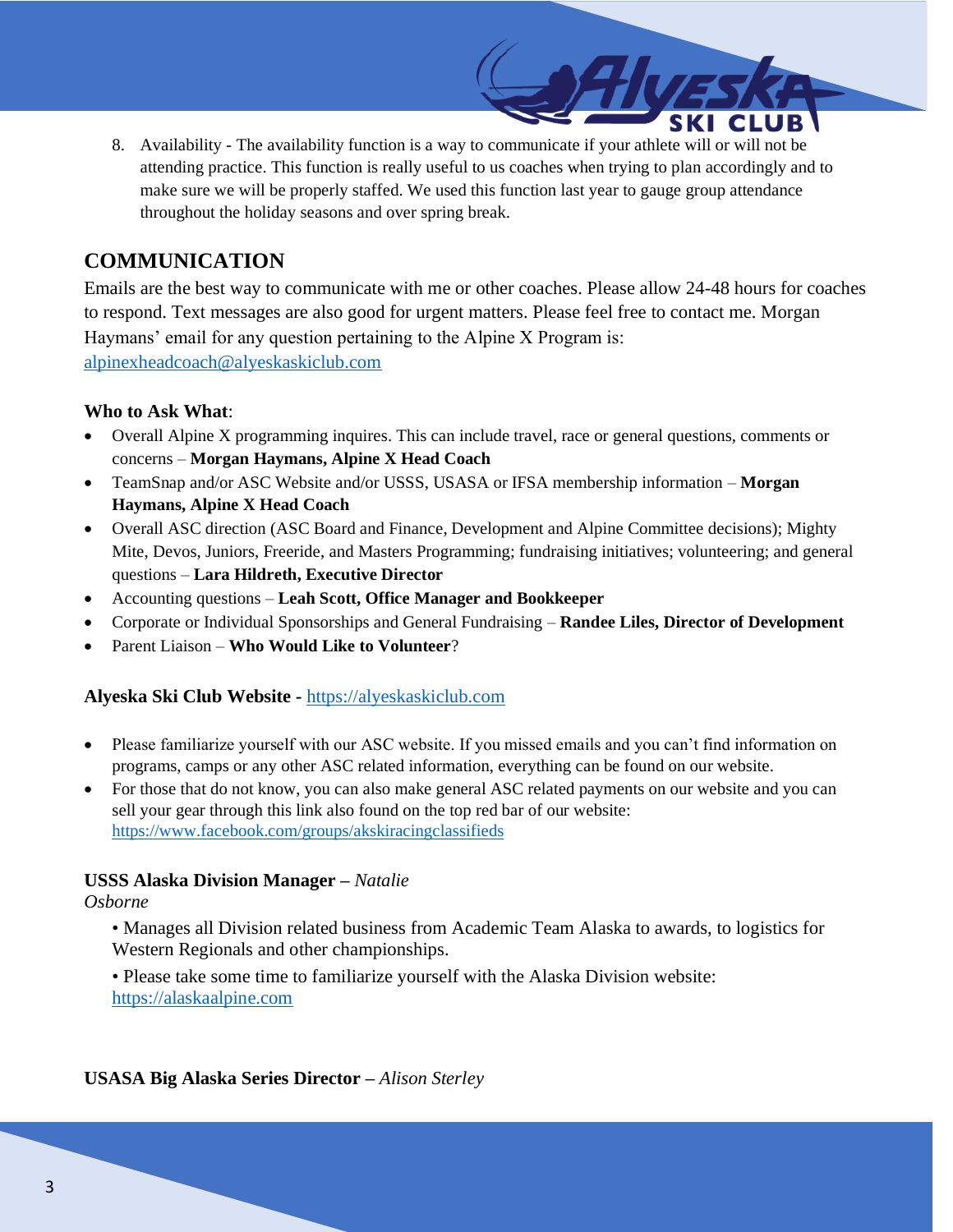8. Availability - The availability function is a way to communicate if your athlete will or will not be attending practice. This function is really useful to us coaches when trying to plan accordingly and to make sure we will be properly staffed. We used this function last year to gauge group attendance throughout the holiday seasons and over spring break.

## COMMUNICATION

Emails are the best way to communicate with me or other coaches. Please allow 24-48 hours for coaches to respond. Text messages are also good for urgent matters. Please feel free to contact me. Morgan Haymans' email for any question pertaining to the Alpine X Program is: alpinexheadcoach@alyeskaskiclub.com

**Who to Ask What**:

- Overall Alpine X programming inquires. This can include travel, race or general questions, comments or concerns – **Morgan Haymans, Alpine X Head Coach**
- TeamSnap and/or ASC Website and/or USSS, USASA or IFSA membership information – **Morgan Haymans, Alpine X Head Coach**
- Overall ASC direction (ASC Board and Finance, Development and Alpine Committee decisions); Mighty Mite, Devos, Juniors, Freeride, and Masters Programming; fundraising initiatives; volunteering; and general questions – **Lara Hildreth, Executive Director**
- Accounting questions – **Leah Scott, Office Manager and Bookkeeper**
- Corporate or Individual Sponsorships and General Fundraising – **Randee Liles, Director of Development**
- Parent Liaison – **Who Would Like to Volunteer**?

**Alyeska Ski Club Website -** https://alyeskaskiclub.com

- Please familiarize yourself with our ASC website. If you missed emails and you can't find information on programs, camps or any other ASC related information, everything can be found on our website.
- For those that do not know, you can also make general ASC related payments on our website and you can sell your gear through this link also found on the top red bar of our website: https://www.facebook.com/groups/akskiracingclassifieds

**USSS Alaska Division Manager –** *Natalie Osborne*

- Manages all Division related business from Academic Team Alaska to awards, to logistics for Western Regionals and other championships.
- Please take some time to familiarize yourself with the Alaska Division website: https://alaskaalpine.com

**USASA Big Alaska Series Director –** *Alison Sterley*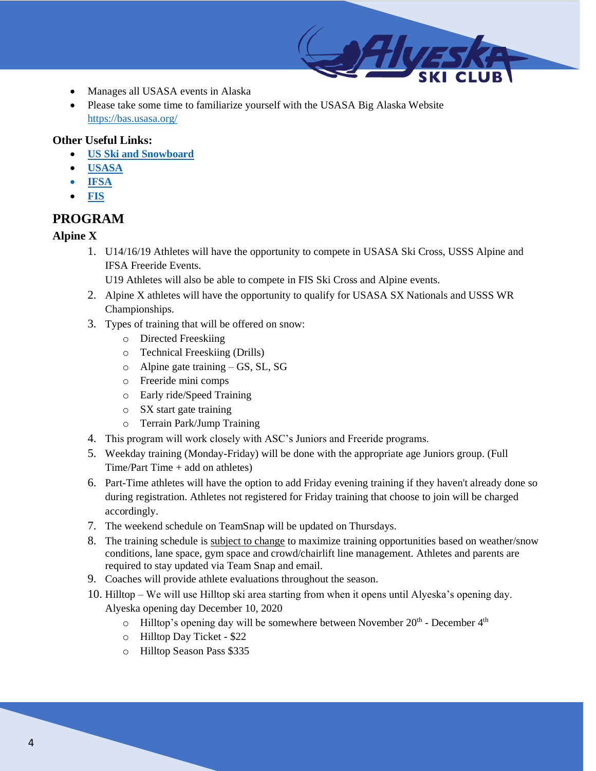- Manages all USASA events in Alaska
- Please take some time to familiarize yourself with the USASA Big Alaska Website https://bas.usasa.org/

**Other Useful Links:**

- **US Ski and Snowboard**
- **USASA**
- **IFSA**
- **FIS**

## PROGRAM

### Alpine X

1. U14/16/19 Athletes will have the opportunity to compete in USASA Ski Cross, USSS Alpine and IFSA Freeride Events.
   U19 Athletes will also be able to compete in FIS Ski Cross and Alpine events.
2. Alpine X athletes will have the opportunity to qualify for USASA SX Nationals and USSS WR Championships.
3. Types of training that will be offered on snow:
   - Directed Freeskiing
   - Technical Freeskiing (Drills)
   - Alpine gate training – GS, SL, SG
   - Freeride mini comps
   - Early ride/Speed Training
   - SX start gate training
   - Terrain Park/Jump Training
4. This program will work closely with ASC's Juniors and Freeride programs.
5. Weekday training (Monday-Friday) will be done with the appropriate age Juniors group. (Full Time/Part Time + add on athletes)
6. Part-Time athletes will have the option to add Friday evening training if they haven't already done so during registration. Athletes not registered for Friday training that choose to join will be charged accordingly.
7. The weekend schedule on TeamSnap will be updated on Thursdays.
8. The training schedule is subject to change to maximize training opportunities based on weather/snow conditions, lane space, gym space and crowd/chairlift line management. Athletes and parents are required to stay updated via Team Snap and email.
9. Coaches will provide athlete evaluations throughout the season.
10. Hilltop – We will use Hilltop ski area starting from when it opens until Alyeska's opening day. Alyeska opening day December 10, 2020
    - Hilltop's opening day will be somewhere between November 20th - December 4th
    - Hilltop Day Ticket - $22
    - Hilltop Season Pass $335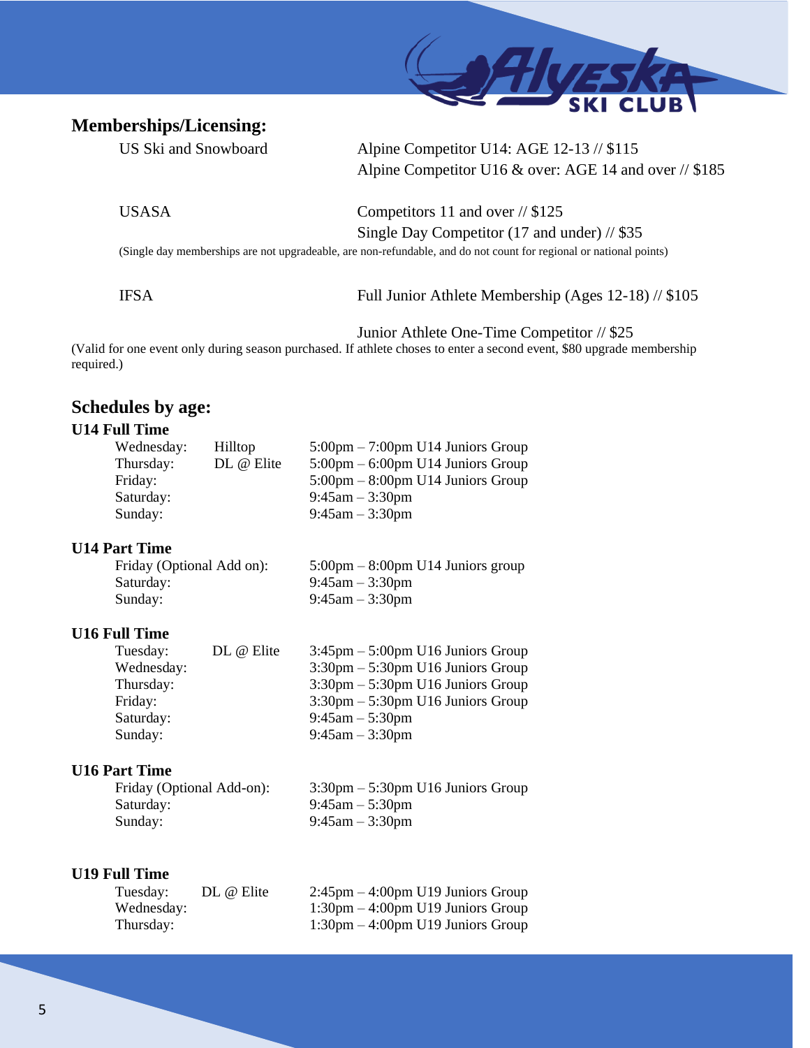## Memberships/Licensing:

| | |
|---|---|
| US Ski and Snowboard | Alpine Competitor U14: AGE 12-13 // $115 |
| | Alpine Competitor U16 & over: AGE 14 and over // $185 |
| USASA | Competitors 11 and over // $125 |
| | Single Day Competitor (17 and under) // $35 |

(Single day memberships are not upgradeable, are non-refundable, and do not count for regional or national points)

| | |
|---|---|
| IFSA | Full Junior Athlete Membership (Ages 12-18) // $105 |
| | Junior Athlete One-Time Competitor // $25 |

(Valid for one event only during season purchased. If athlete choses to enter a second event, $80 upgrade membership required.)

## Schedules by age:

### U14 Full Time

| Day | Location | Time |
|---|---|---|
| Wednesday: | Hilltop | 5:00pm – 7:00pm U14 Juniors Group |
| Thursday: | DL @ Elite | 5:00pm – 6:00pm U14 Juniors Group |
| Friday: | | 5:00pm – 8:00pm U14 Juniors Group |
| Saturday: | | 9:45am – 3:30pm |
| Sunday: | | 9:45am – 3:30pm |

### U14 Part Time

| Day | Time |
|---|---|
| Friday (Optional Add on): | 5:00pm – 8:00pm U14 Juniors group |
| Saturday: | 9:45am – 3:30pm |
| Sunday: | 9:45am – 3:30pm |

### U16 Full Time

| Day | Location | Time |
|---|---|---|
| Tuesday: | DL @ Elite | 3:45pm – 5:00pm U16 Juniors Group |
| Wednesday: | | 3:30pm – 5:30pm U16 Juniors Group |
| Thursday: | | 3:30pm – 5:30pm U16 Juniors Group |
| Friday: | | 3:30pm – 5:30pm U16 Juniors Group |
| Saturday: | | 9:45am – 5:30pm |
| Sunday: | | 9:45am – 3:30pm |

### U16 Part Time

| Day | Time |
|---|---|
| Friday (Optional Add-on): | 3:30pm – 5:30pm U16 Juniors Group |
| Saturday: | 9:45am – 5:30pm |
| Sunday: | 9:45am – 3:30pm |

### U19 Full Time

| Day | Location | Time |
|---|---|---|
| Tuesday: | DL @ Elite | 2:45pm – 4:00pm U19 Juniors Group |
| Wednesday: | | 1:30pm – 4:00pm U19 Juniors Group |
| Thursday: | | 1:30pm – 4:00pm U19 Juniors Group |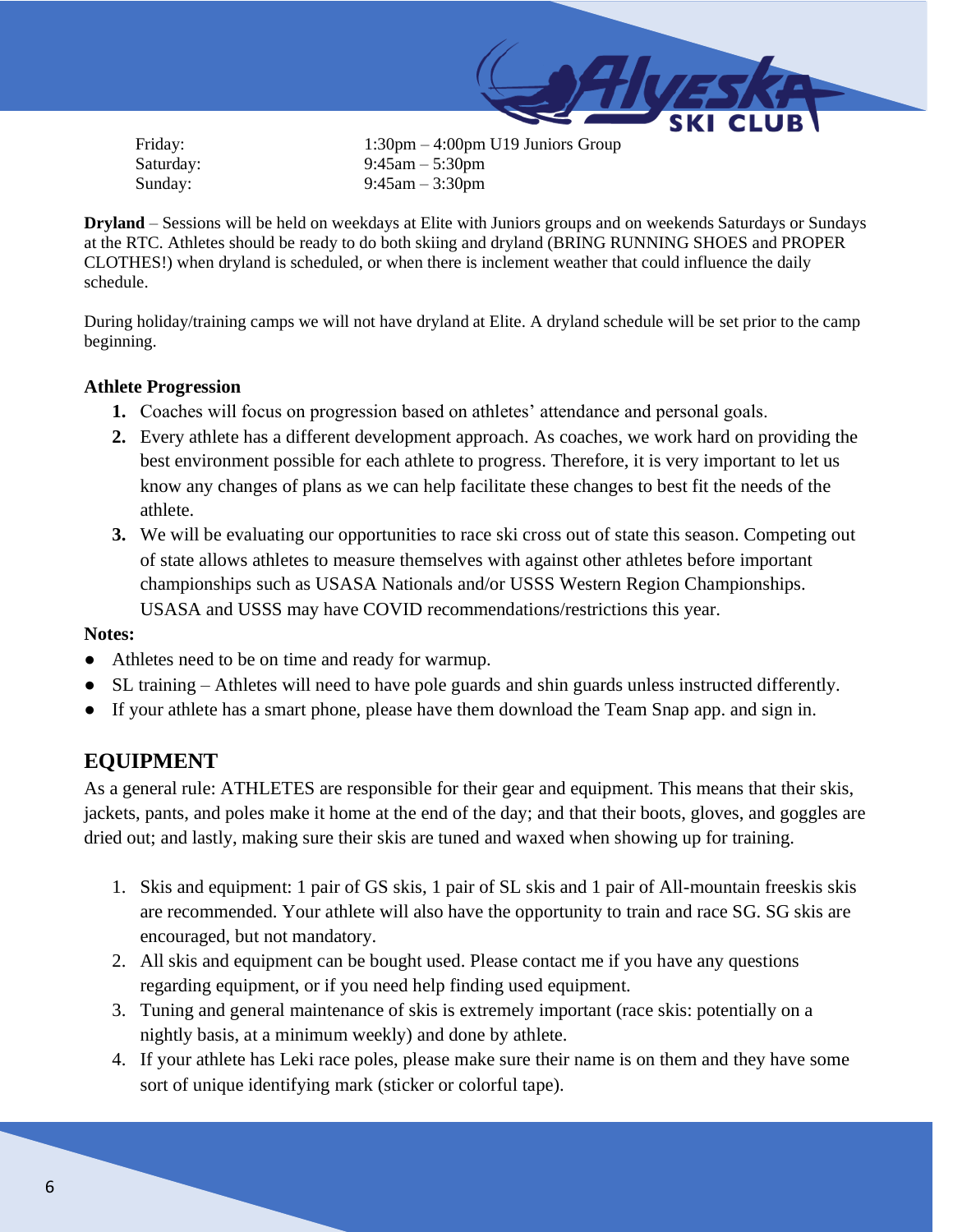| | |
|---|---|
| Friday: | 1:30pm – 4:00pm U19 Juniors Group |
| Saturday: | 9:45am – 5:30pm |
| Sunday: | 9:45am – 3:30pm |

**Dryland** – Sessions will be held on weekdays at Elite with Juniors groups and on weekends Saturdays or Sundays at the RTC. Athletes should be ready to do both skiing and dryland (BRING RUNNING SHOES and PROPER CLOTHES!) when dryland is scheduled, or when there is inclement weather that could influence the daily schedule.

During holiday/training camps we will not have dryland at Elite. A dryland schedule will be set prior to the camp beginning.

**Athlete Progression**

1. Coaches will focus on progression based on athletes' attendance and personal goals.
2. Every athlete has a different development approach. As coaches, we work hard on providing the best environment possible for each athlete to progress. Therefore, it is very important to let us know any changes of plans as we can help facilitate these changes to best fit the needs of the athlete.
3. We will be evaluating our opportunities to race ski cross out of state this season. Competing out of state allows athletes to measure themselves with against other athletes before important championships such as USASA Nationals and/or USSS Western Region Championships. USASA and USSS may have COVID recommendations/restrictions this year.

**Notes:**

- Athletes need to be on time and ready for warmup.
- SL training – Athletes will need to have pole guards and shin guards unless instructed differently.
- If your athlete has a smart phone, please have them download the Team Snap app. and sign in.

## EQUIPMENT

As a general rule: ATHLETES are responsible for their gear and equipment. This means that their skis, jackets, pants, and poles make it home at the end of the day; and that their boots, gloves, and goggles are dried out; and lastly, making sure their skis are tuned and waxed when showing up for training.

1. Skis and equipment: 1 pair of GS skis, 1 pair of SL skis and 1 pair of All-mountain freeskis skis are recommended. Your athlete will also have the opportunity to train and race SG. SG skis are encouraged, but not mandatory.
2. All skis and equipment can be bought used. Please contact me if you have any questions regarding equipment, or if you need help finding used equipment.
3. Tuning and general maintenance of skis is extremely important (race skis: potentially on a nightly basis, at a minimum weekly) and done by athlete.
4. If your athlete has Leki race poles, please make sure their name is on them and they have some sort of unique identifying mark (sticker or colorful tape).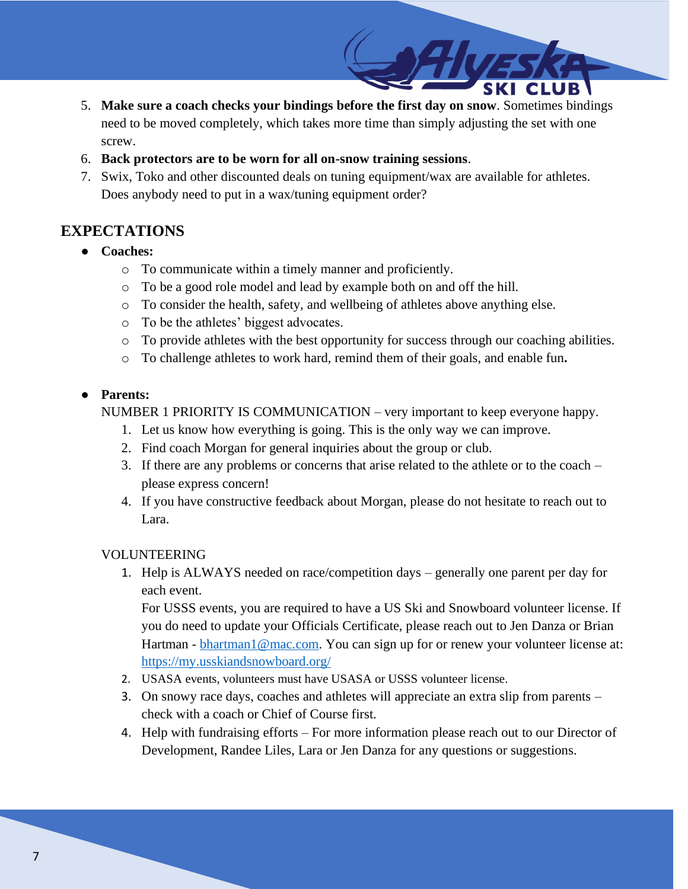5. **Make sure a coach checks your bindings before the first day on snow**. Sometimes bindings need to be moved completely, which takes more time than simply adjusting the set with one screw.
6. **Back protectors are to be worn for all on-snow training sessions**.
7. Swix, Toko and other discounted deals on tuning equipment/wax are available for athletes. Does anybody need to put in a wax/tuning equipment order?

## EXPECTATIONS

- **Coaches:**
  - To communicate within a timely manner and proficiently.
  - To be a good role model and lead by example both on and off the hill.
  - To consider the health, safety, and wellbeing of athletes above anything else.
  - To be the athletes' biggest advocates.
  - To provide athletes with the best opportunity for success through our coaching abilities.
  - To challenge athletes to work hard, remind them of their goals, and enable fun**.**

- **Parents:**

  NUMBER 1 PRIORITY IS COMMUNICATION – very important to keep everyone happy.

  1. Let us know how everything is going. This is the only way we can improve.
  2. Find coach Morgan for general inquiries about the group or club.
  3. If there are any problems or concerns that arise related to the athlete or to the coach – please express concern!
  4. If you have constructive feedback about Morgan, please do not hesitate to reach out to Lara.

  VOLUNTEERING

  1. Help is ALWAYS needed on race/competition days – generally one parent per day for each event.

     For USSS events, you are required to have a US Ski and Snowboard volunteer license. If you do need to update your Officials Certificate, please reach out to Jen Danza or Brian Hartman - [bhartman1@mac.com](mailto:bhartman1@mac.com). You can sign up for or renew your volunteer license at: [https://my.usskiandsnowboard.org/](https://my.usskiandsnowboard.org/)
  2. USASA events, volunteers must have USASA or USSS volunteer license.
  3. On snowy race days, coaches and athletes will appreciate an extra slip from parents – check with a coach or Chief of Course first.
  4. Help with fundraising efforts – For more information please reach out to our Director of Development, Randee Liles, Lara or Jen Danza for any questions or suggestions.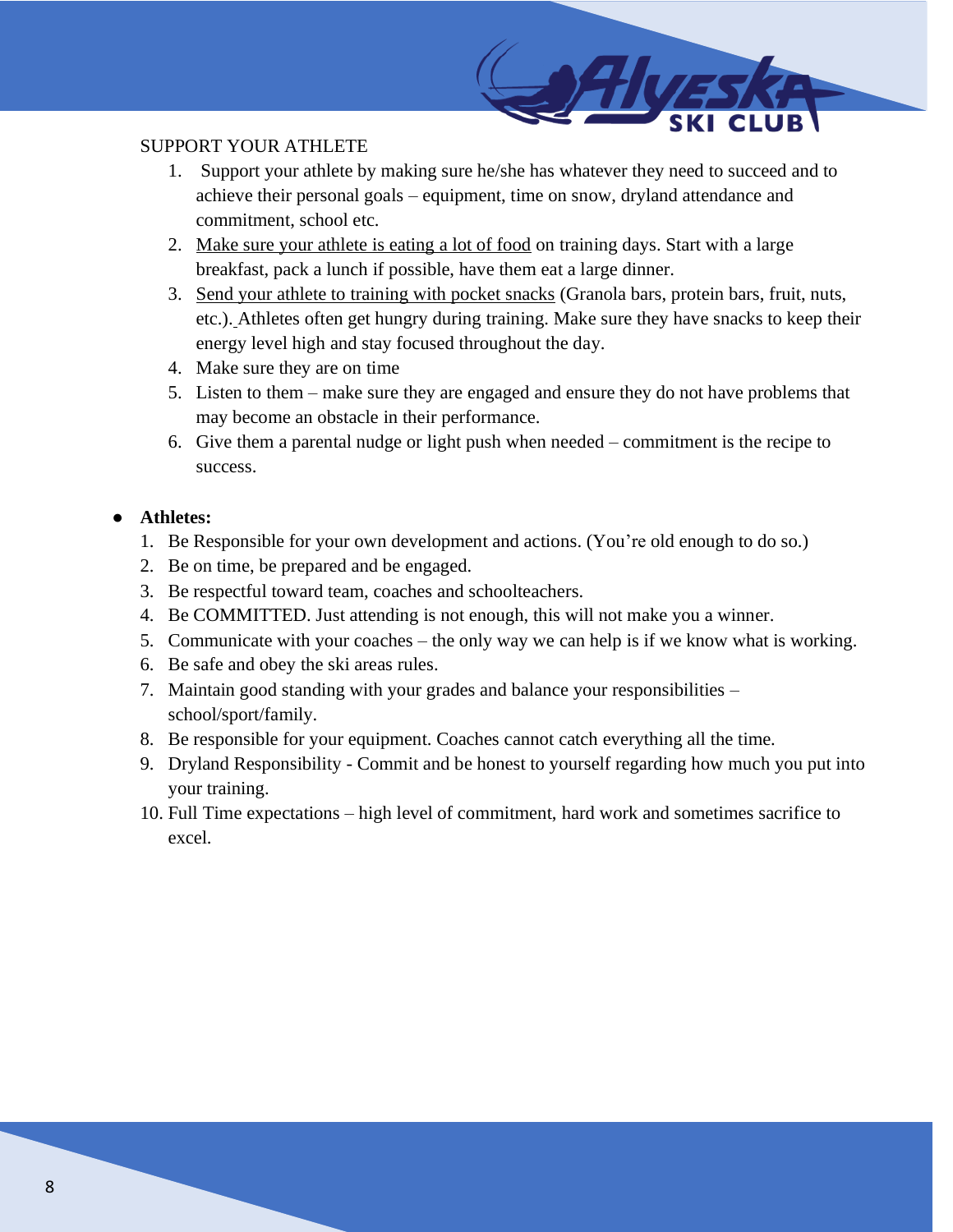SUPPORT YOUR ATHLETE

1. Support your athlete by making sure he/she has whatever they need to succeed and to achieve their personal goals – equipment, time on snow, dryland attendance and commitment, school etc.
2. <u>Make sure your athlete is eating a lot of food</u> on training days. Start with a large breakfast, pack a lunch if possible, have them eat a large dinner.
3. <u>Send your athlete to training with pocket snacks</u> (Granola bars, protein bars, fruit, nuts, etc.). Athletes often get hungry during training. Make sure they have snacks to keep their energy level high and stay focused throughout the day.
4. Make sure they are on time
5. Listen to them – make sure they are engaged and ensure they do not have problems that may become an obstacle in their performance.
6. Give them a parental nudge or light push when needed – commitment is the recipe to success.

- **Athletes:**

1. Be Responsible for your own development and actions. (You're old enough to do so.)
2. Be on time, be prepared and be engaged.
3. Be respectful toward team, coaches and schoolteachers.
4. Be COMMITTED. Just attending is not enough, this will not make you a winner.
5. Communicate with your coaches – the only way we can help is if we know what is working.
6. Be safe and obey the ski areas rules.
7. Maintain good standing with your grades and balance your responsibilities – school/sport/family.
8. Be responsible for your equipment. Coaches cannot catch everything all the time.
9. Dryland Responsibility - Commit and be honest to yourself regarding how much you put into your training.
10. Full Time expectations – high level of commitment, hard work and sometimes sacrifice to excel.